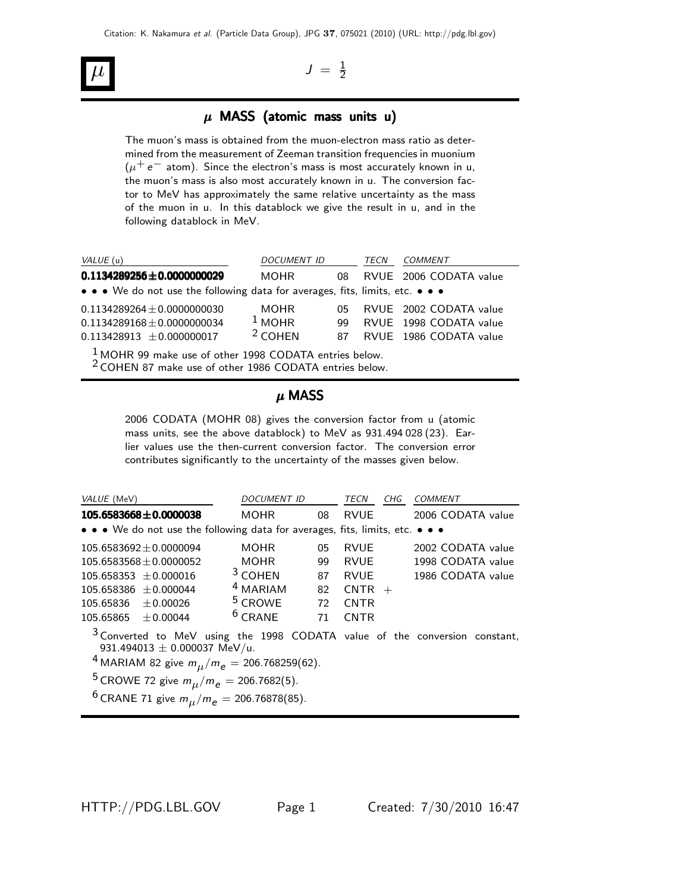# $\mu$

$J = \frac{1}{2}$

## $\mu$ MASS (atomic mass units u)

The muon's mass is obtained from the muon-electron mass ratio as determined from the measurement of Zeeman transition frequencies in muonium ($\mu^+ e^-$ atom). Since the electron's mass is most accurately known in u, the muon's mass is also most accurately known in u. The conversion factor to MeV has approximately the same relative uncertainty as the mass of the muon in u. In this datablock we give the result in u, and in the following datablock in MeV.

| VALUE (u) | DOCUMENT ID | | TECN | COMMENT |
|---|---|---|---|---|
| **0.1134289256±0.0000000029** | MOHR | 08 | RVUE | 2006 CODATA value |
| • • • We do not use the following data for averages, fits, limits, etc. • • • | | | | |
| 0.1134289264±0.0000000030 | MOHR | 05 | RVUE | 2002 CODATA value |
| 0.1134289168±0.0000000034 | [1] MOHR | 99 | RVUE | 1998 CODATA value |
| 0.113428913 ±0.000000017 | [2] COHEN | 87 | RVUE | 1986 CODATA value |

[1] MOHR 99 make use of other 1998 CODATA entries below.
[2] COHEN 87 make use of other 1986 CODATA entries below.

## $\mu$ MASS

2006 CODATA (MOHR 08) gives the conversion factor from u (atomic mass units, see the above datablock) to MeV as 931.494 028 (23). Earlier values use the then-current conversion factor. The conversion error contributes significantly to the uncertainty of the masses given below.

| VALUE (MeV) | DOCUMENT ID | | TECN | CHG | COMMENT |
|---|---|---|---|---|---|
| **105.6583668±0.0000038** | MOHR | 08 | RVUE | | 2006 CODATA value |
| • • • We do not use the following data for averages, fits, limits, etc. • • • | | | | | |
| 105.6583692±0.0000094 | MOHR | 05 | RVUE | | 2002 CODATA value |
| 105.6583568±0.0000052 | MOHR | 99 | RVUE | | 1998 CODATA value |
| 105.658353 ±0.000016 | [3] COHEN | 87 | RVUE | | 1986 CODATA value |
| 105.658386 ±0.000044 | [4] MARIAM | 82 | CNTR | + | |
| 105.65836 ±0.00026 | [5] CROWE | 72 | CNTR | | |
| 105.65865 ±0.00044 | [6] CRANE | 71 | CNTR | | |

[3] Converted to MeV using the 1998 CODATA value of the conversion constant, 931.494013 ± 0.000037 MeV/u.
[4] MARIAM 82 give $m_\mu/m_e$ = 206.768259(62).
[5] CROWE 72 give $m_\mu/m_e$ = 206.7682(5).
[6] CRANE 71 give $m_\mu/m_e$ = 206.76878(85).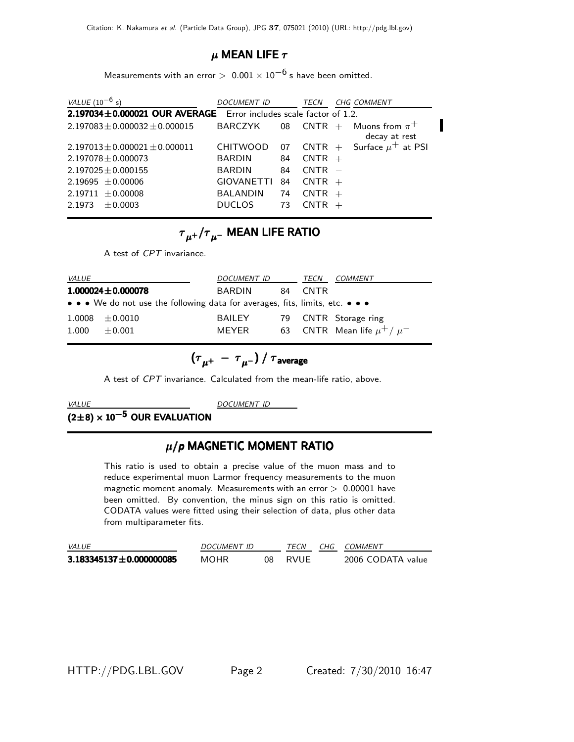## $\mu$ MEAN LIFE $\tau$

Measurements with an error $> 0.001 \times 10^{-6}$ s have been omitted.

| VALUE ($10^{-6}$ s) | DOCUMENT ID | | TECN | CHG | COMMENT |
|---|---|---|---|---|---|
| **2.197034±0.000021 OUR AVERAGE** | Error includes scale factor of 1.2. | | | | |
| 2.197083±0.000032±0.000015 | BARCZYK | 08 | CNTR | + | Muons from $\pi^+$ decay at rest |
| 2.197013±0.000021±0.000011 | CHITWOOD | 07 | CNTR | + | Surface $\mu^+$ at PSI |
| 2.197078±0.000073 | BARDIN | 84 | CNTR | + | |
| 2.197025±0.000155 | BARDIN | 84 | CNTR | − | |
| 2.19695 ±0.00006 | GIOVANETTI | 84 | CNTR | + | |
| 2.19711 ±0.00008 | BALANDIN | 74 | CNTR | + | |
| 2.1973 ±0.0003 | DUCLOS | 73 | CNTR | + | |

## $\tau_{\mu^+}/\tau_{\mu^-}$ MEAN LIFE RATIO

A test of *CPT* invariance.

| VALUE | DOCUMENT ID | | TECN | COMMENT |
|---|---|---|---|---|
| **1.000024±0.000078** | BARDIN | 84 | CNTR | |
| • • • We do not use the following data for averages, fits, limits, etc. • • • | | | | |
| 1.0008 ±0.0010 | BAILEY | 79 | CNTR | Storage ring |
| 1.000 ±0.001 | MEYER | 63 | CNTR | Mean life $\mu^+/\mu^-$ |

## $(\tau_{\mu^+} - \tau_{\mu^-}) / \tau_{\text{average}}$

A test of *CPT* invariance. Calculated from the mean-life ratio, above.

| VALUE | DOCUMENT ID |
|---|---|
| **$(2\pm8) \times 10^{-5}$ OUR EVALUATION** | |

## $\mu/p$ MAGNETIC MOMENT RATIO

This ratio is used to obtain a precise value of the muon mass and to reduce experimental muon Larmor frequency measurements to the muon magnetic moment anomaly. Measurements with an error $> 0.00001$ have been omitted. By convention, the minus sign on this ratio is omitted. CODATA values were fitted using their selection of data, plus other data from multiparameter fits.

| VALUE | DOCUMENT ID | | TECN | CHG | COMMENT |
|---|---|---|---|---|---|
| **3.183345137±0.000000085** | MOHR | 08 | RVUE | | 2006 CODATA value |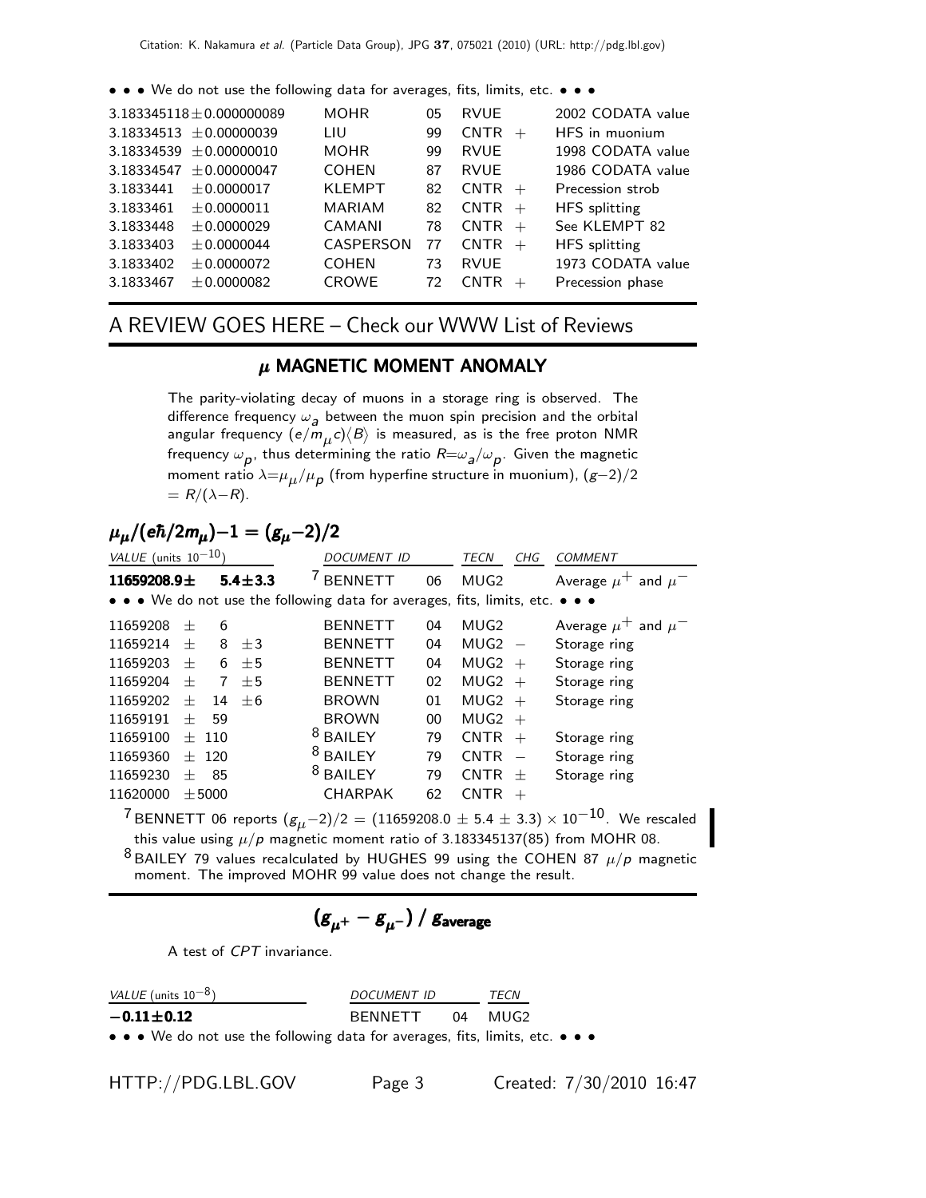• • • We do not use the following data for averages, fits, limits, etc. • • •

| | | | | |
|---|---|---|---|---|
| 3.183345118±0.000000089 | MOHR | 05 | RVUE | 2002 CODATA value |
| 3.18334513 ±0.00000039 | LIU | 99 | CNTR + | HFS in muonium |
| 3.18334539 ±0.00000010 | MOHR | 99 | RVUE | 1998 CODATA value |
| 3.18334547 ±0.00000047 | COHEN | 87 | RVUE | 1986 CODATA value |
| 3.1833441 ±0.0000017 | KLEMPT | 82 | CNTR + | Precession strob |
| 3.1833461 ±0.0000011 | MARIAM | 82 | CNTR + | HFS splitting |
| 3.1833448 ±0.0000029 | CAMANI | 78 | CNTR + | See KLEMPT 82 |
| 3.1833403 ±0.0000044 | CASPERSON | 77 | CNTR + | HFS splitting |
| 3.1833402 ±0.0000072 | COHEN | 73 | RVUE | 1973 CODATA value |
| 3.1833467 ±0.0000082 | CROWE | 72 | CNTR + | Precession phase |

## A REVIEW GOES HERE – Check our WWW List of Reviews

### $\mu$ MAGNETIC MOMENT ANOMALY

The parity-violating decay of muons in a storage ring is observed. The difference frequency $\omega_a$ between the muon spin precision and the orbital angular frequency $(e/m_\mu c)\langle B\rangle$ is measured, as is the free proton NMR frequency $\omega_p$, thus determining the ratio $R=\omega_a/\omega_p$. Given the magnetic moment ratio $\lambda=\mu_\mu/\mu_p$ (from hyperfine structure in muonium), $(g-2)/2 = R/(\lambda-R)$.

### $\mu_\mu/(e\hbar/2m_\mu)-1 = (g_\mu-2)/2$

| VALUE (units $10^{-10}$) | DOCUMENT ID | | TECN | CHG | COMMENT |
|---|---|---|---|---|---|
| **11659208.9± 5.4±3.3** | [7] BENNETT | 06 | MUG2 | | Average $\mu^+$ and $\mu^-$ |
| • • • We do not use the following data for averages, fits, limits, etc. • • • | | | | | |
| 11659208 ± 6 | BENNETT | 04 | MUG2 | | Average $\mu^+$ and $\mu^-$ |
| 11659214 ± 8 ±3 | BENNETT | 04 | MUG2 | − | Storage ring |
| 11659203 ± 6 ±5 | BENNETT | 04 | MUG2 | + | Storage ring |
| 11659204 ± 7 ±5 | BENNETT | 02 | MUG2 | + | Storage ring |
| 11659202 ± 14 ±6 | BROWN | 01 | MUG2 | + | Storage ring |
| 11659191 ± 59 | BROWN | 00 | MUG2 | + | |
| 11659100 ± 110 | [8] BAILEY | 79 | CNTR | + | Storage ring |
| 11659360 ± 120 | [8] BAILEY | 79 | CNTR | − | Storage ring |
| 11659230 ± 85 | [8] BAILEY | 79 | CNTR | ± | Storage ring |
| 11620000 ±5000 | CHARPAK | 62 | CNTR | + | |

[7] BENNETT 06 reports $(g_\mu-2)/2 = (11659208.0 \pm 5.4 \pm 3.3) \times 10^{-10}$. We rescaled this value using $\mu/p$ magnetic moment ratio of 3.183345137(85) from MOHR 08.

[8] BAILEY 79 values recalculated by HUGHES 99 using the COHEN 87 $\mu/p$ magnetic moment. The improved MOHR 99 value does not change the result.

### $(g_{\mu^+} - g_{\mu^-})\ /\ g_{\text{average}}$

A test of $CPT$ invariance.

| VALUE (units $10^{-8}$) | DOCUMENT ID | | TECN |
|---|---|---|---|
| **−0.11±0.12** | BENNETT | 04 | MUG2 |

• • • We do not use the following data for averages, fits, limits, etc. • • •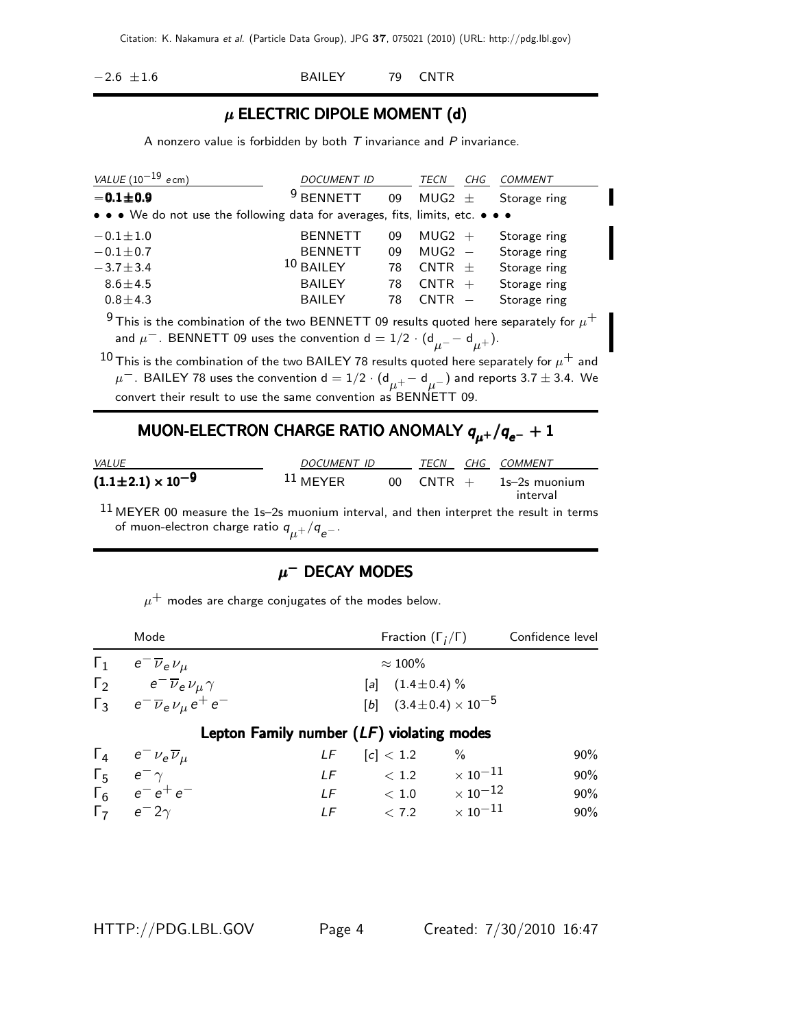| | | | |
|---|---|---|---|
| $-2.6 \pm 1.6$ | BAILEY | 79 | CNTR |

## $\mu$ ELECTRIC DIPOLE MOMENT (d)

A nonzero value is forbidden by both $T$ invariance and $P$ invariance.

| VALUE ($10^{-19}$ $e$cm) | DOCUMENT ID | | TECN | CHG | COMMENT |
|---|---|---|---|---|---|
| **$-0.1 \pm 0.9$** | [9] BENNETT | 09 | MUG2 | $\pm$ | Storage ring |
| • • • We do not use the following data for averages, fits, limits, etc. • • • | | | | | |
| $-0.1 \pm 1.0$ | BENNETT | 09 | MUG2 | $+$ | Storage ring |
| $-0.1 \pm 0.7$ | BENNETT | 09 | MUG2 | $-$ | Storage ring |
| $-3.7 \pm 3.4$ | [10] BAILEY | 78 | CNTR | $\pm$ | Storage ring |
| $8.6 \pm 4.5$ | BAILEY | 78 | CNTR | $+$ | Storage ring |
| $0.8 \pm 4.3$ | BAILEY | 78 | CNTR | $-$ | Storage ring |

[9] This is the combination of the two BENNETT 09 results quoted here separately for $\mu^+$ and $\mu^-$. BENNETT 09 uses the convention $d = 1/2 \cdot (d_{\mu^-} - d_{\mu^+})$.

[10] This is the combination of the two BAILEY 78 results quoted here separately for $\mu^+$ and $\mu^-$. BAILEY 78 uses the convention $d = 1/2 \cdot (d_{\mu^+} - d_{\mu^-})$ and reports $3.7 \pm 3.4$. We convert their result to use the same convention as BENNETT 09.

## MUON-ELECTRON CHARGE RATIO ANOMALY $q_{\mu^+}/q_{e^-} + 1$

| VALUE | DOCUMENT ID | | TECN | CHG | COMMENT |
|---|---|---|---|---|---|
| **$(1.1 \pm 2.1) \times 10^{-9}$** | [11] MEYER | 00 | CNTR | $+$ | 1s–2s muonium interval |

[11] MEYER 00 measure the 1s–2s muonium interval, and then interpret the result in terms of muon-electron charge ratio $q_{\mu^+}/q_{e^-}$.

## $\mu^-$ DECAY MODES

$\mu^+$ modes are charge conjugates of the modes below.

| | Mode | | Fraction ($\Gamma_i/\Gamma$) | Confidence level |
|---|---|---|---|---|
| $\Gamma_1$ | $e^- \overline{\nu}_e \nu_\mu$ | | $\approx 100\%$ | |
| $\Gamma_2$ | $e^- \overline{\nu}_e \nu_\mu \gamma$ | | [a] $(1.4 \pm 0.4)\ \%$ | |
| $\Gamma_3$ | $e^- \overline{\nu}_e \nu_\mu e^+ e^-$ | | [b] $(3.4 \pm 0.4) \times 10^{-5}$ | |
| | **Lepton Family number (*LF*) violating modes** | | | |
| $\Gamma_4$ | $e^- \nu_e \overline{\nu}_\mu$ | LF | [c] $< 1.2$ % | 90% |
| $\Gamma_5$ | $e^- \gamma$ | LF | $< 1.2 \times 10^{-11}$ | 90% |
| $\Gamma_6$ | $e^- e^+ e^-$ | LF | $< 1.0 \times 10^{-12}$ | 90% |
| $\Gamma_7$ | $e^- 2\gamma$ | LF | $< 7.2 \times 10^{-11}$ | 90% |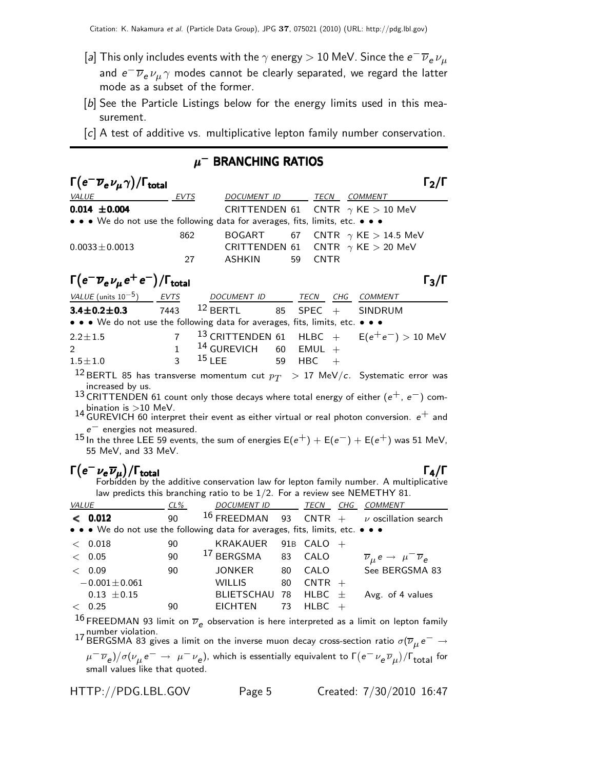[a] This only includes events with the $\gamma$ energy > 10 MeV. Since the $e^- \overline{\nu}_e \nu_\mu$ and $e^- \overline{\nu}_e \nu_\mu \gamma$ modes cannot be clearly separated, we regard the latter mode as a subset of the former.

[b] See the Particle Listings below for the energy limits used in this measurement.

[c] A test of additive vs. multiplicative lepton family number conservation.

## $\mu^-$ BRANCHING RATIOS

### $\Gamma(e^- \overline{\nu}_e \nu_\mu \gamma)/\Gamma_{\text{total}}$ $\qquad \Gamma_2/\Gamma$

| VALUE | EVTS | DOCUMENT ID | | TECN | COMMENT |
|---|---|---|---|---|---|
| **0.014 ±0.004** | | CRITTENDEN | 61 | CNTR | $\gamma$ KE > 10 MeV |
| • • • We do not use the following data for averages, fits, limits, etc. • • • | | | | | |
| | 862 | BOGART | 67 | CNTR | $\gamma$ KE > 14.5 MeV |
| $0.0033 \pm 0.0013$ | | CRITTENDEN | 61 | CNTR | $\gamma$ KE > 20 MeV |
| | 27 | ASHKIN | 59 | CNTR | |

### $\Gamma(e^- \overline{\nu}_e \nu_\mu e^+ e^-)/\Gamma_{\text{total}}$ $\qquad \Gamma_3/\Gamma$

| VALUE (units $10^{-5}$) | EVTS | DOCUMENT ID | | TECN | CHG | COMMENT |
|---|---|---|---|---|---|---|
| **3.4±0.2±0.3** | 7443 | [12] BERTL | 85 | SPEC | + | SINDRUM |
| • • • We do not use the following data for averages, fits, limits, etc. • • • | | | | | | |
| $2.2 \pm 1.5$ | 7 | [13] CRITTENDEN | 61 | HLBC | + | $E(e^+e^-) > 10$ MeV |
| 2 | 1 | [14] GUREVICH | 60 | EMUL | + | |
| $1.5 \pm 1.0$ | 3 | [15] LEE | 59 | HBC | + | |

[12] BERTL 85 has transverse momentum cut $p_T$ > 17 MeV/$c$. Systematic error was increased by us.

[13] CRITTENDEN 61 count only those decays where total energy of either ($e^+$, $e^-$) combination is >10 MeV.

[14] GUREVICH 60 interpret their event as either virtual or real photon conversion. $e^+$ and $e^-$ energies not measured.

[15] In the three LEE 59 events, the sum of energies $E(e^+) + E(e^-) + E(e^+)$ was 51 MeV, 55 MeV, and 33 MeV.

### $\Gamma(e^- \nu_e \overline{\nu}_\mu)/\Gamma_{\text{total}}$ $\qquad \Gamma_4/\Gamma$

Forbidden by the additive conservation law for lepton family number. A multiplicative law predicts this branching ratio to be 1/2. For a review see NEMETHY 81.

| VALUE | CL% | DOCUMENT ID | | TECN | CHG | COMMENT |
|---|---|---|---|---|---|---|
| **< 0.012** | 90 | [16] FREEDMAN | 93 | CNTR | + | $\nu$ oscillation search |
| • • • We do not use the following data for averages, fits, limits, etc. • • • | | | | | | |
| < 0.018 | 90 | KRAKAUER | 91B | CALO | + | |
| < 0.05 | 90 | [17] BERGSMA | 83 | CALO | | $\overline{\nu}_\mu e \rightarrow \mu^- \overline{\nu}_e$ |
| < 0.09 | 90 | JONKER | 80 | CALO | | See BERGSMA 83 |
| $-0.001 \pm 0.061$ | | WILLIS | 80 | CNTR | + | |
| $0.13 \pm 0.15$ | | BLIETSCHAU | 78 | HLBC | ± | Avg. of 4 values |
| < 0.25 | 90 | EICHTEN | 73 | HLBC | + | |

[16] FREEDMAN 93 limit on $\overline{\nu}_e$ observation is here interpreted as a limit on lepton family number violation.

[17] BERGSMA 83 gives a limit on the inverse muon decay cross-section ratio $\sigma(\overline{\nu}_\mu e^- \rightarrow \mu^- \overline{\nu}_e)/\sigma(\nu_\mu e^- \rightarrow \mu^- \nu_e)$, which is essentially equivalent to $\Gamma(e^- \nu_e \overline{\nu}_\mu)/\Gamma_{\text{total}}$ for small values like that quoted.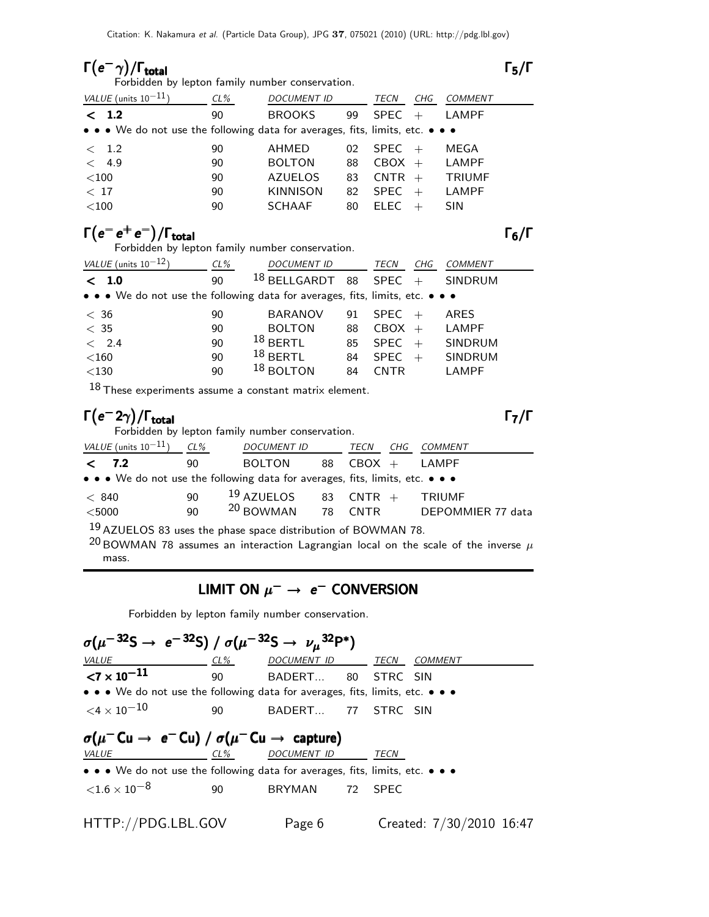## $\Gamma(e^-\gamma)/\Gamma_{total}$ — $\Gamma_5/\Gamma$

Forbidden by lepton family number conservation.

| VALUE (units $10^{-11}$) | CL% | DOCUMENT ID | | TECN | CHG | COMMENT |
|---|---|---|---|---|---|---|
| **< 1.2** | 90 | BROOKS | 99 | SPEC | + | LAMPF |
| • • • We do not use the following data for averages, fits, limits, etc. • • • | | | | | | |
| < 1.2 | 90 | AHMED | 02 | SPEC | + | MEGA |
| < 4.9 | 90 | BOLTON | 88 | CBOX | + | LAMPF |
| <100 | 90 | AZUELOS | 83 | CNTR | + | TRIUMF |
| < 17 | 90 | KINNISON | 82 | SPEC | + | LAMPF |
| <100 | 90 | SCHAAF | 80 | ELEC | + | SIN |

## $\Gamma(e^-e^+e^-)/\Gamma_{total}$ — $\Gamma_6/\Gamma$

Forbidden by lepton family number conservation.

| VALUE (units $10^{-12}$) | CL% | DOCUMENT ID | | TECN | CHG | COMMENT |
|---|---|---|---|---|---|---|
| **< 1.0** | 90 | [18] BELLGARDT | 88 | SPEC | + | SINDRUM |
| • • • We do not use the following data for averages, fits, limits, etc. • • • | | | | | | |
| < 36 | 90 | BARANOV | 91 | SPEC | + | ARES |
| < 35 | 90 | BOLTON | 88 | CBOX | + | LAMPF |
| < 2.4 | 90 | [18] BERTL | 85 | SPEC | + | SINDRUM |
| <160 | 90 | [18] BERTL | 84 | SPEC | + | SINDRUM |
| <130 | 90 | [18] BOLTON | 84 | CNTR | | LAMPF |

[18] These experiments assume a constant matrix element.

## $\Gamma(e^-2\gamma)/\Gamma_{total}$ — $\Gamma_7/\Gamma$

Forbidden by lepton family number conservation.

| VALUE (units $10^{-11}$) | CL% | DOCUMENT ID | | TECN | CHG | COMMENT |
|---|---|---|---|---|---|---|
| **< 7.2** | 90 | BOLTON | 88 | CBOX | + | LAMPF |
| • • • We do not use the following data for averages, fits, limits, etc. • • • | | | | | | |
| < 840 | 90 | [19] AZUELOS | 83 | CNTR | + | TRIUMF |
| <5000 | 90 | [20] BOWMAN | 78 | CNTR | | DEPOMMIER 77 data |

[19] AZUELOS 83 uses the phase space distribution of BOWMAN 78.

[20] BOWMAN 78 assumes an interaction Lagrangian local on the scale of the inverse $\mu$ mass.

# LIMIT ON $\mu^- \to e^-$ CONVERSION

Forbidden by lepton family number conservation.

## $\sigma(\mu^- {}^{32}S \to e^- {}^{32}S) / \sigma(\mu^- {}^{32}S \to \nu_\mu {}^{32}P^*)$

| VALUE | CL% | DOCUMENT ID | | TECN | COMMENT |
|---|---|---|---|---|---|
| **$<7 \times 10^{-11}$** | 90 | BADERT... | 80 | STRC | SIN |
| • • • We do not use the following data for averages, fits, limits, etc. • • • | | | | | |
| $<4 \times 10^{-10}$ | 90 | BADERT... | 77 | STRC | SIN |

## $\sigma(\mu^- Cu \to e^- Cu) / \sigma(\mu^- Cu \to \text{capture})$

| VALUE | CL% | DOCUMENT ID | | TECN |
|---|---|---|---|---|
| • • • We do not use the following data for averages, fits, limits, etc. • • • | | | | |
| $<1.6 \times 10^{-8}$ | 90 | BRYMAN | 72 | SPEC |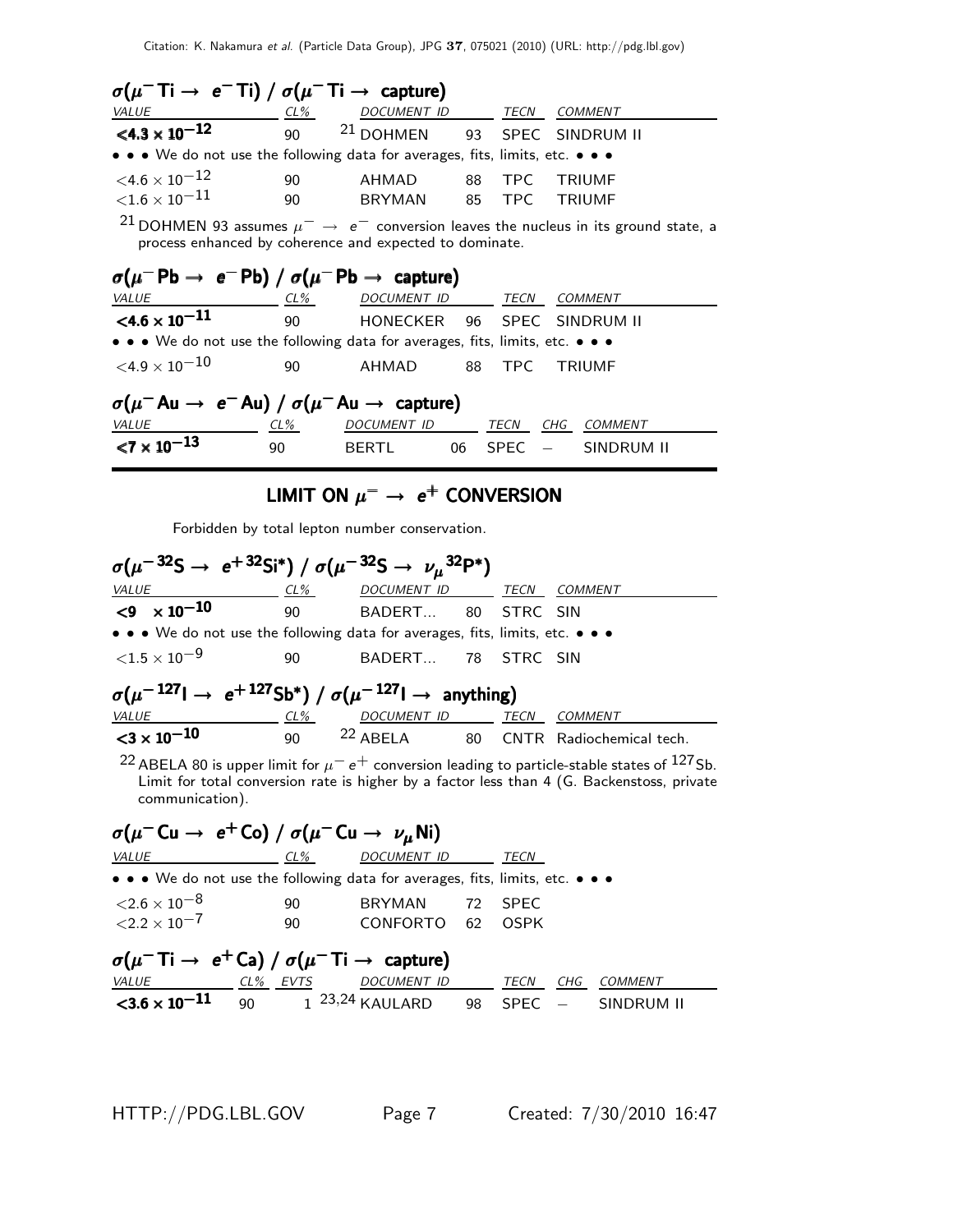### $\sigma(\mu^- \text{Ti} \to e^- \text{Ti}) / \sigma(\mu^- \text{Ti} \to \text{capture})$

| VALUE | CL% | DOCUMENT ID | | TECN | COMMENT |
|---|---|---|---|---|---|
| **$<4.3 \times 10^{-12}$** | 90 | [21] DOHMEN | 93 | SPEC | SINDRUM II |
| • • • We do not use the following data for averages, fits, limits, etc. • • • | | | | | |
| $<4.6 \times 10^{-12}$ | 90 | AHMAD | 88 | TPC | TRIUMF |
| $<1.6 \times 10^{-11}$ | 90 | BRYMAN | 85 | TPC | TRIUMF |

[21] DOHMEN 93 assumes $\mu^- \to e^-$ conversion leaves the nucleus in its ground state, a process enhanced by coherence and expected to dominate.

### $\sigma(\mu^- \text{Pb} \to e^- \text{Pb}) / \sigma(\mu^- \text{Pb} \to \text{capture})$

| VALUE | CL% | DOCUMENT ID | | TECN | COMMENT |
|---|---|---|---|---|---|
| **$<4.6 \times 10^{-11}$** | 90 | HONECKER | 96 | SPEC | SINDRUM II |
| • • • We do not use the following data for averages, fits, limits, etc. • • • | | | | | |
| $<4.9 \times 10^{-10}$ | 90 | AHMAD | 88 | TPC | TRIUMF |

### $\sigma(\mu^- \text{Au} \to e^- \text{Au}) / \sigma(\mu^- \text{Au} \to \text{capture})$

| VALUE | CL% | DOCUMENT ID | | TECN | CHG | COMMENT |
|---|---|---|---|---|---|---|
| **$<7 \times 10^{-13}$** | 90 | BERTL | 06 | SPEC | − | SINDRUM II |

## LIMIT ON $\mu^- \to e^+$ CONVERSION

Forbidden by total lepton number conservation.

### $\sigma(\mu^- {}^{32}\text{S} \to e^+ {}^{32}\text{Si}^*) / \sigma(\mu^- {}^{32}\text{S} \to \nu_\mu {}^{32}\text{P}^*)$

| VALUE | CL% | DOCUMENT ID | | TECN | COMMENT |
|---|---|---|---|---|---|
| **$<9 \times 10^{-10}$** | 90 | BADERT... | 80 | STRC | SIN |
| • • • We do not use the following data for averages, fits, limits, etc. • • • | | | | | |
| $<1.5 \times 10^{-9}$ | 90 | BADERT... | 78 | STRC | SIN |

### $\sigma(\mu^- {}^{127}\text{I} \to e^+ {}^{127}\text{Sb}^*) / \sigma(\mu^- {}^{127}\text{I} \to \text{anything})$

| VALUE | CL% | DOCUMENT ID | | TECN | COMMENT |
|---|---|---|---|---|---|
| **$<3 \times 10^{-10}$** | 90 | [22] ABELA | 80 | CNTR | Radiochemical tech. |

[22] ABELA 80 is upper limit for $\mu^- e^+$ conversion leading to particle-stable states of ${}^{127}$Sb. Limit for total conversion rate is higher by a factor less than 4 (G. Backenstoss, private communication).

### $\sigma(\mu^- \text{Cu} \to e^+ \text{Co}) / \sigma(\mu^- \text{Cu} \to \nu_\mu \text{Ni})$

| VALUE | CL% | DOCUMENT ID | | TECN |
|---|---|---|---|---|
| • • • We do not use the following data for averages, fits, limits, etc. • • • | | | | |
| $<2.6 \times 10^{-8}$ | 90 | BRYMAN | 72 | SPEC |
| $<2.2 \times 10^{-7}$ | 90 | CONFORTO | 62 | OSPK |

### $\sigma(\mu^- \text{Ti} \to e^+ \text{Ca}) / \sigma(\mu^- \text{Ti} \to \text{capture})$

| VALUE | CL% | EVTS | DOCUMENT ID | | TECN | CHG | COMMENT |
|---|---|---|---|---|---|---|---|
| **$<3.6 \times 10^{-11}$** | 90 | 1 | [23,24] KAULARD | 98 | SPEC | − | SINDRUM II |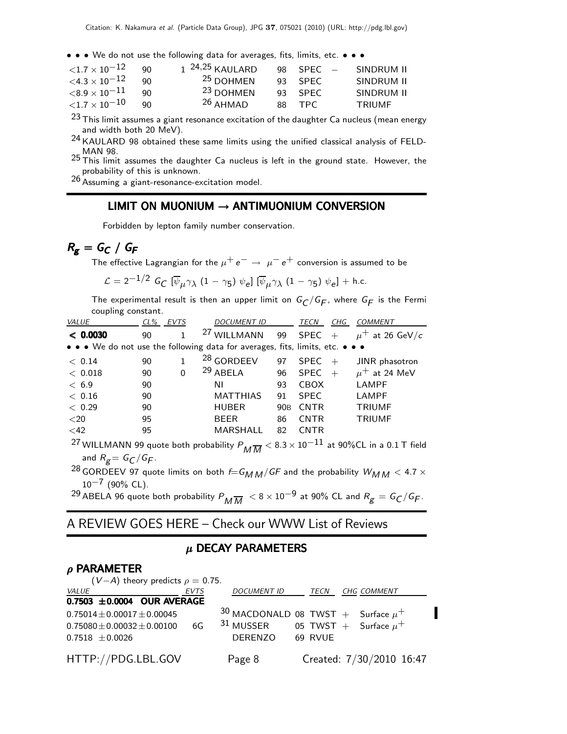• • • We do not use the following data for averages, fits, limits, etc. • • •

| VALUE | CL% | EVTS | DOCUMENT ID | | TECN | CHG | COMMENT |
|---|---|---|---|---|---|---|---|
| $<1.7 \times 10^{-12}$ | 90 | 1 | [24,25] KAULARD | 98 | SPEC | $-$ | SINDRUM II |
| $<4.3 \times 10^{-12}$ | 90 | | [25] DOHMEN | 93 | SPEC | | SINDRUM II |
| $<8.9 \times 10^{-11}$ | 90 | | [23] DOHMEN | 93 | SPEC | | SINDRUM II |
| $<1.7 \times 10^{-10}$ | 90 | | [26] AHMAD | 88 | TPC | | TRIUMF |

[23] This limit assumes a giant resonance excitation of the daughter Ca nucleus (mean energy and width both 20 MeV).

[24] KAULARD 98 obtained these same limits using the unified classical analysis of FELDMAN 98.

[25] This limit assumes the daughter Ca nucleus is left in the ground state. However, the probability of this is unknown.

[26] Assuming a giant-resonance-excitation model.

## LIMIT ON MUONIUM → ANTIMUONIUM CONVERSION

Forbidden by lepton family number conservation.

### $R_g = G_C \,/\, G_F$

The effective Lagrangian for the $\mu^+ e^- \rightarrow \mu^- e^+$ conversion is assumed to be

$$\mathcal{L} = 2^{-1/2}\; G_C\; [\overline{\psi}_\mu \gamma_\lambda\; (1-\gamma_5)\; \psi_e]\; [\overline{\psi}_\mu \gamma_\lambda\; (1-\gamma_5)\; \psi_e] + \text{h.c.}$$

The experimental result is then an upper limit on $G_C/G_F$, where $G_F$ is the Fermi coupling constant.

| VALUE | CL% | EVTS | DOCUMENT ID | | TECN | CHG | COMMENT |
|---|---|---|---|---|---|---|---|
| **< 0.0030** | 90 | 1 | [27] WILLMANN | 99 | SPEC | + | $\mu^+$ at 26 GeV/$c$ |
| • • • We do not use the following data for averages, fits, limits, etc. • • • | | | | | | | |
| < 0.14 | 90 | 1 | [28] GORDEEV | 97 | SPEC | + | JINR phasotron |
| < 0.018 | 90 | 0 | [29] ABELA | 96 | SPEC | + | $\mu^+$ at 24 MeV |
| < 6.9 | 90 | | NI | 93 | CBOX | | LAMPF |
| < 0.16 | 90 | | MATTHIAS | 91 | SPEC | | LAMPF |
| < 0.29 | 90 | | HUBER | 90B | CNTR | | TRIUMF |
| <20 | 95 | | BEER | 86 | CNTR | | TRIUMF |
| <42 | 95 | | MARSHALL | 82 | CNTR | | |

[27] WILLMANN 99 quote both probability $P_{M\overline{M}} < 8.3 \times 10^{-11}$ at 90%CL in a 0.1 T field and $R_g = G_C/G_F$.

[28] GORDEEV 97 quote limits on both $f = G_{MM}/GF$ and the probability $W_{MM} < 4.7 \times 10^{-7}$ (90% CL).

[29] ABELA 96 quote both probability $P_{M\overline{M}} < 8 \times 10^{-9}$ at 90% CL and $R_g = G_C/G_F$.

## A REVIEW GOES HERE – Check our WWW List of Reviews

## $\mu$ DECAY PARAMETERS

### $\rho$ PARAMETER

($V-A$) theory predicts $\rho = 0.75$.

| VALUE | EVTS | DOCUMENT ID | | TECN | CHG | COMMENT |
|---|---|---|---|---|---|---|
| **0.7503 ±0.0004 OUR AVERAGE** | | | | | | |
| 0.75014±0.00017±0.00045 | | [30] MACDONALD | 08 | TWST | + | Surface $\mu^+$ |
| 0.75080±0.00032±0.00100 | 6G | [31] MUSSER | 05 | TWST | + | Surface $\mu^+$ |
| 0.7518 ±0.0026 | | DERENZO | 69 | RVUE | | |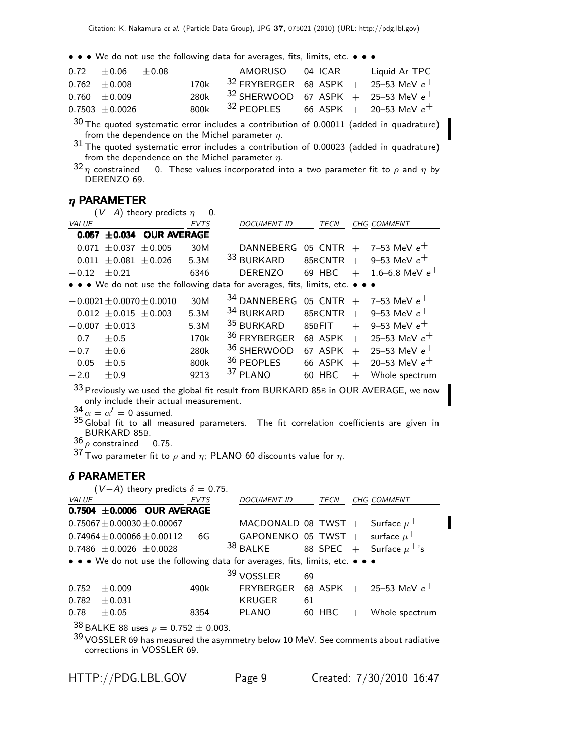• • • We do not use the following data for averages, fits, limits, etc. • • •

| VALUE | EVTS | DOCUMENT ID | TECN | CHG | COMMENT |
|---|---|---|---|---|---|
| 0.72 ±0.06 ±0.08 | | AMORUSO 04 | ICAR | | Liquid Ar TPC |
| 0.762 ±0.008 | 170k | [32] FRYBERGER 68 | ASPK | + | 25–53 MeV $e^+$ |
| 0.760 ±0.009 | 280k | [32] SHERWOOD 67 | ASPK | + | 25–53 MeV $e^+$ |
| 0.7503 ±0.0026 | 800k | [32] PEOPLES 66 | ASPK | + | 20–53 MeV $e^+$ |

[30] The quoted systematic error includes a contribution of 0.00011 (added in quadrature) from the dependence on the Michel parameter $\eta$.

[31] The quoted systematic error includes a contribution of 0.00023 (added in quadrature) from the dependence on the Michel parameter $\eta$.

[32] $\eta$ constrained = 0. These values incorporated into a two parameter fit to $\rho$ and $\eta$ by DERENZO 69.

## $\eta$ PARAMETER

$(V-A)$ theory predicts $\eta = 0$.

| VALUE | EVTS | DOCUMENT ID | TECN | CHG | COMMENT |
|---|---|---|---|---|---|
| **0.057 ±0.034 OUR AVERAGE** | | | | | |
| 0.071 ±0.037 ±0.005 | 30M | DANNEBERG 05 | CNTR | + | 7–53 MeV $e^+$ |
| 0.011 ±0.081 ±0.026 | 5.3M | [33] BURKARD 85B | CNTR | + | 9–53 MeV $e^+$ |
| −0.12 ±0.21 | 6346 | DERENZO 69 | HBC | + | 1.6–6.8 MeV $e^+$ |
| • • • We do not use the following data for averages, fits, limits, etc. • • • | | | | | |
| −0.0021±0.0070±0.0010 | 30M | [34] DANNEBERG 05 | CNTR | + | 7–53 MeV $e^+$ |
| −0.012 ±0.015 ±0.003 | 5.3M | [34] BURKARD 85B | CNTR | + | 9–53 MeV $e^+$ |
| −0.007 ±0.013 | 5.3M | [35] BURKARD 85B | FIT | + | 9–53 MeV $e^+$ |
| −0.7 ±0.5 | 170k | [36] FRYBERGER 68 | ASPK | + | 25–53 MeV $e^+$ |
| −0.7 ±0.6 | 280k | [36] SHERWOOD 67 | ASPK | + | 25–53 MeV $e^+$ |
| 0.05 ±0.5 | 800k | [36] PEOPLES 66 | ASPK | + | 20–53 MeV $e^+$ |
| −2.0 ±0.9 | 9213 | [37] PLANO 60 | HBC | + | Whole spectrum |

[33] Previously we used the global fit result from BURKARD 85B in OUR AVERAGE, we now only include their actual measurement.

[34] $\alpha = \alpha' = 0$ assumed.

[35] Global fit to all measured parameters. The fit correlation coefficients are given in BURKARD 85B.

[36] $\rho$ constrained = 0.75.

[37] Two parameter fit to $\rho$ and $\eta$; PLANO 60 discounts value for $\eta$.

## $\delta$ PARAMETER

$(V-A)$ theory predicts $\delta = 0.75$.

| VALUE | EVTS | DOCUMENT ID | TECN | CHG | COMMENT |
|---|---|---|---|---|---|
| **0.7504 ±0.0006 OUR AVERAGE** | | | | | |
| 0.75067±0.00030±0.00067 | | MACDONALD 08 | TWST | + | Surface $\mu^+$ |
| 0.74964±0.00066±0.00112 | 6G | GAPONENKO 05 | TWST | + | surface $\mu^+$ |
| 0.7486 ±0.0026 ±0.0028 | | [38] BALKE 88 | SPEC | + | Surface $\mu^+$'s |
| • • • We do not use the following data for averages, fits, limits, etc. • • • | | | | | |
| | | [39] VOSSLER 69 | | | |
| 0.752 ±0.009 | 490k | FRYBERGER 68 | ASPK | + | 25–53 MeV $e^+$ |
| 0.782 ±0.031 | | KRUGER 61 | | | |
| 0.78 ±0.05 | 8354 | PLANO 60 | HBC | + | Whole spectrum |

[38] BALKE 88 uses $\rho = 0.752 \pm 0.003$.

[39] VOSSLER 69 has measured the asymmetry below 10 MeV. See comments about radiative corrections in VOSSLER 69.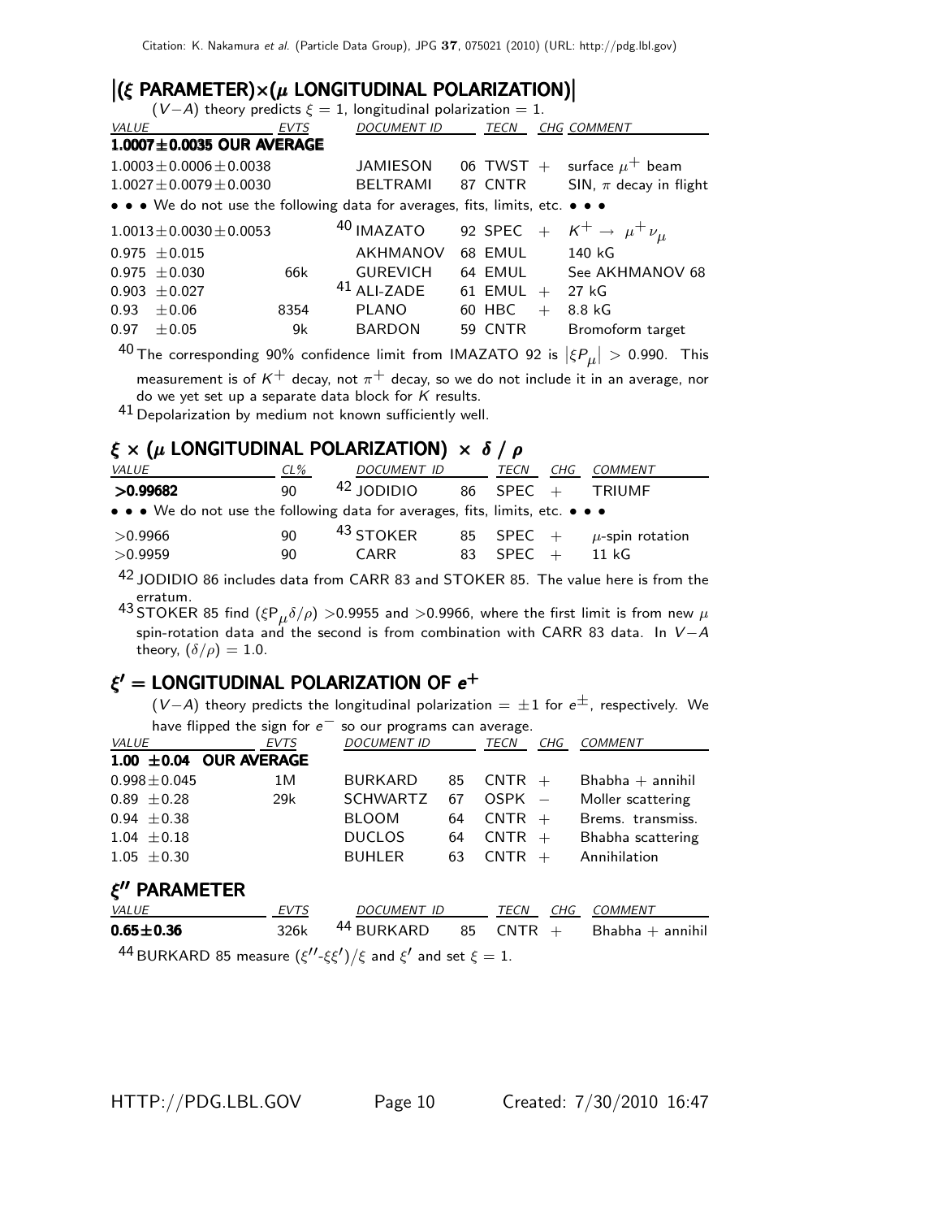## $|(\xi \text{ PARAMETER}) \times (\mu \text{ LONGITUDINAL POLARIZATION})|$

$(V{-}A)$ theory predicts $\xi = 1$, longitudinal polarization = 1.

| VALUE | EVTS | DOCUMENT ID | | TECN | CHG | COMMENT |
|---|---|---|---|---|---|---|
| **1.0007±0.0035 OUR AVERAGE** | | | | | | |
| $1.0003 \pm 0.0006 \pm 0.0038$ | | JAMIESON | 06 | TWST | + | surface $\mu^+$ beam |
| $1.0027 \pm 0.0079 \pm 0.0030$ | | BELTRAMI | 87 | CNTR | | SIN, $\pi$ decay in flight |
| • • • We do not use the following data for averages, fits, limits, etc. • • • | | | | | | |
| $1.0013 \pm 0.0030 \pm 0.0053$ | | [40] IMAZATO | 92 | SPEC | + | $K^+ \rightarrow \mu^+ \nu_\mu$ |
| $0.975 \pm 0.015$ | | AKHMANOV | 68 | EMUL | | 140 kG |
| $0.975 \pm 0.030$ | 66k | GUREVICH | 64 | EMUL | | See AKHMANOV 68 |
| $0.903 \pm 0.027$ | | [41] ALI-ZADE | 61 | EMUL | + | 27 kG |
| $0.93 \pm 0.06$ | 8354 | PLANO | 60 | HBC | + | 8.8 kG |
| $0.97 \pm 0.05$ | 9k | BARDON | 59 | CNTR | | Bromoform target |

[40] The corresponding 90% confidence limit from IMAZATO 92 is $|\xi P_\mu| > 0.990$. This measurement is of $K^+$ decay, not $\pi^+$ decay, so we do not include it in an average, nor do we yet set up a separate data block for $K$ results.

[41] Depolarization by medium not known sufficiently well.

## $\xi \times (\mu \text{ LONGITUDINAL POLARIZATION}) \times \delta / \rho$

| VALUE | CL% | DOCUMENT ID | | TECN | CHG | COMMENT |
|---|---|---|---|---|---|---|
| **>0.99682** | 90 | [42] JODIDIO | 86 | SPEC | + | TRIUMF |
| • • • We do not use the following data for averages, fits, limits, etc. • • • | | | | | | |
| >0.9966 | 90 | [43] STOKER | 85 | SPEC | + | $\mu$-spin rotation |
| >0.9959 | 90 | CARR | 83 | SPEC | + | 11 kG |

[42] JODIDIO 86 includes data from CARR 83 and STOKER 85. The value here is from the erratum.

[43] STOKER 85 find $(\xi P_\mu \delta/\rho) > 0.9955$ and $> 0.9966$, where the first limit is from new $\mu$ spin-rotation data and the second is from combination with CARR 83 data. In $V{-}A$ theory, $(\delta/\rho) = 1.0$.

## $\xi' = \text{LONGITUDINAL POLARIZATION OF } e^+$

$(V{-}A)$ theory predicts the longitudinal polarization $= \pm 1$ for $e^\pm$, respectively. We have flipped the sign for $e^-$ so our programs can average.

| VALUE | EVTS | DOCUMENT ID | | TECN | CHG | COMMENT |
|---|---|---|---|---|---|---|
| **1.00 ±0.04 OUR AVERAGE** | | | | | | |
| $0.998 \pm 0.045$ | 1M | BURKARD | 85 | CNTR | + | Bhabha + annihil |
| $0.89 \pm 0.28$ | 29k | SCHWARTZ | 67 | OSPK | − | Moller scattering |
| $0.94 \pm 0.38$ | | BLOOM | 64 | CNTR | + | Brems. transmiss. |
| $1.04 \pm 0.18$ | | DUCLOS | 64 | CNTR | + | Bhabha scattering |
| $1.05 \pm 0.30$ | | BUHLER | 63 | CNTR | + | Annihilation |

## $\xi''$ PARAMETER

| VALUE | EVTS | DOCUMENT ID | | TECN | CHG | COMMENT |
|---|---|---|---|---|---|---|
| **0.65±0.36** | 326k | [44] BURKARD | 85 | CNTR | + | Bhabha + annihil |

[44] BURKARD 85 measure $(\xi''\text{-}\xi\xi')/\xi$ and $\xi'$ and set $\xi = 1$.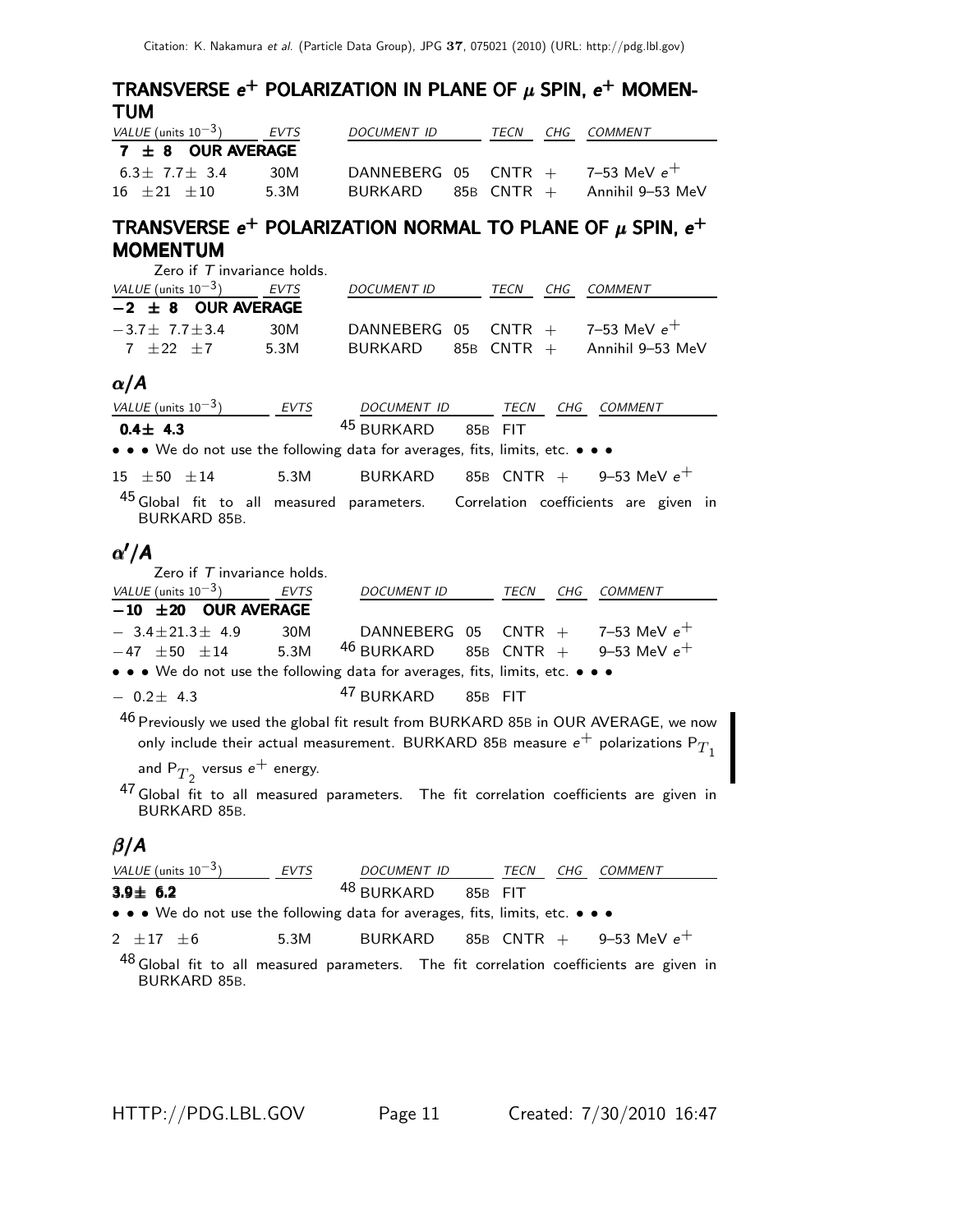## TRANSVERSE $e^+$ POLARIZATION IN PLANE OF $\mu$ SPIN, $e^+$ MOMENTUM

| VALUE (units $10^{-3}$) | EVTS | DOCUMENT ID | | TECN | CHG | COMMENT |
|---|---|---|---|---|---|---|
| **7 ± 8 OUR AVERAGE** | | | | | | |
| 6.3 ± 7.7 ± 3.4 | 30M | DANNEBERG | 05 | CNTR | + | 7–53 MeV $e^+$ |
| 16 ± 21 ± 10 | 5.3M | BURKARD | 85B | CNTR | + | Annihil 9–53 MeV |

## TRANSVERSE $e^+$ POLARIZATION NORMAL TO PLANE OF $\mu$ SPIN, $e^+$ MOMENTUM

Zero if *T* invariance holds.

| VALUE (units $10^{-3}$) | EVTS | DOCUMENT ID | | TECN | CHG | COMMENT |
|---|---|---|---|---|---|---|
| **−2 ± 8 OUR AVERAGE** | | | | | | |
| −3.7 ± 7.7 ± 3.4 | 30M | DANNEBERG | 05 | CNTR | + | 7–53 MeV $e^+$ |
| 7 ± 22 ± 7 | 5.3M | BURKARD | 85B | CNTR | + | Annihil 9–53 MeV |

## $\alpha/A$

| VALUE (units $10^{-3}$) | EVTS | DOCUMENT ID | | TECN | CHG | COMMENT |
|---|---|---|---|---|---|---|
| **0.4 ± 4.3** | | [45] BURKARD | 85B | FIT | | |
| • • • We do not use the following data for averages, fits, limits, etc. • • • | | | | | | |
| 15 ± 50 ± 14 | 5.3M | BURKARD | 85B | CNTR | + | 9–53 MeV $e^+$ |

[45] Global fit to all measured parameters. Correlation coefficients are given in BURKARD 85B.

## $\alpha'/A$

Zero if *T* invariance holds.

| VALUE (units $10^{-3}$) | EVTS | DOCUMENT ID | | TECN | CHG | COMMENT |
|---|---|---|---|---|---|---|
| **−10 ± 20 OUR AVERAGE** | | | | | | |
| − 3.4 ± 21.3 ± 4.9 | 30M | DANNEBERG | 05 | CNTR | + | 7–53 MeV $e^+$ |
| −47 ± 50 ± 14 | 5.3M | [46] BURKARD | 85B | CNTR | + | 9–53 MeV $e^+$ |
| • • • We do not use the following data for averages, fits, limits, etc. • • • | | | | | | |
| − 0.2 ± 4.3 | | [47] BURKARD | 85B | FIT | | |

[46] Previously we used the global fit result from BURKARD 85B in OUR AVERAGE, we now only include their actual measurement. BURKARD 85B measure $e^+$ polarizations $P_{T_1}$ and $P_{T_2}$ versus $e^+$ energy.

[47] Global fit to all measured parameters. The fit correlation coefficients are given in BURKARD 85B.

## $\beta/A$

| VALUE (units $10^{-3}$) | EVTS | DOCUMENT ID | | TECN | CHG | COMMENT |
|---|---|---|---|---|---|---|
| **3.9 ± 6.2** | | [48] BURKARD | 85B | FIT | | |
| • • • We do not use the following data for averages, fits, limits, etc. • • • | | | | | | |
| 2 ± 17 ± 6 | 5.3M | BURKARD | 85B | CNTR | + | 9–53 MeV $e^+$ |

[48] Global fit to all measured parameters. The fit correlation coefficients are given in BURKARD 85B.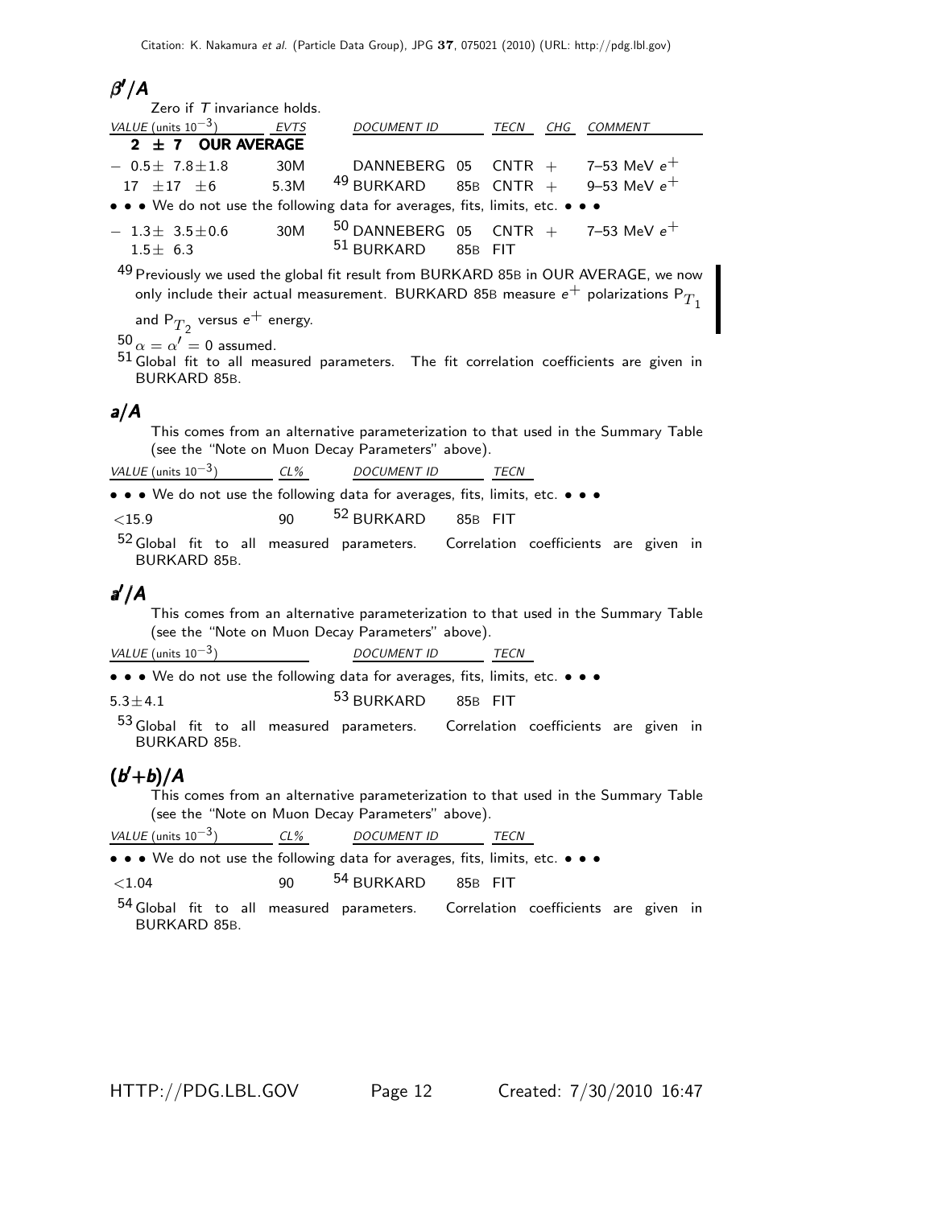## $\beta'/A$

Zero if $T$ invariance holds.

| VALUE (units $10^{-3}$) | EVTS | DOCUMENT ID | | TECN | CHG | COMMENT |
|---|---|---|---|---|---|---|
| **2 ± 7 OUR AVERAGE** | | | | | | |
| $-0.5 \pm 7.8 \pm 1.8$ | 30M | DANNEBERG | 05 | CNTR | + | 7–53 MeV $e^+$ |
| $17 \pm 17 \pm 6$ | 5.3M | [49] BURKARD | 85B | CNTR | + | 9–53 MeV $e^+$ |
| • • • We do not use the following data for averages, fits, limits, etc. • • • | | | | | | |
| $-1.3 \pm 3.5 \pm 0.6$ | 30M | [50] DANNEBERG | 05 | CNTR | + | 7–53 MeV $e^+$ |
| $1.5 \pm 6.3$ | | [51] BURKARD | 85B | FIT | | |

[49] Previously we used the global fit result from BURKARD 85B in OUR AVERAGE, we now only include their actual measurement. BURKARD 85B measure $e^+$ polarizations $P_{T_1}$ and $P_{T_2}$ versus $e^+$ energy.

[50] $\alpha = \alpha' = 0$ assumed.

[51] Global fit to all measured parameters. The fit correlation coefficients are given in BURKARD 85B.

## $a/A$

This comes from an alternative parameterization to that used in the Summary Table (see the "Note on Muon Decay Parameters" above).

| VALUE (units $10^{-3}$) | CL% | DOCUMENT ID | | TECN |
|---|---|---|---|---|
| • • • We do not use the following data for averages, fits, limits, etc. • • • | | | | |
| $<15.9$ | 90 | [52] BURKARD | 85B | FIT |

[52] Global fit to all measured parameters. Correlation coefficients are given in BURKARD 85B.

## $a'/A$

This comes from an alternative parameterization to that used in the Summary Table (see the "Note on Muon Decay Parameters" above).

| VALUE (units $10^{-3}$) | DOCUMENT ID | | TECN |
|---|---|---|---|
| • • • We do not use the following data for averages, fits, limits, etc. • • • | | | |
| $5.3 \pm 4.1$ | [53] BURKARD | 85B | FIT |

[53] Global fit to all measured parameters. Correlation coefficients are given in BURKARD 85B.

## $(b'+b)/A$

This comes from an alternative parameterization to that used in the Summary Table (see the "Note on Muon Decay Parameters" above).

| VALUE (units $10^{-3}$) | CL% | DOCUMENT ID | | TECN |
|---|---|---|---|---|
| • • • We do not use the following data for averages, fits, limits, etc. • • • | | | | |
| $<1.04$ | 90 | [54] BURKARD | 85B | FIT |

[54] Global fit to all measured parameters. Correlation coefficients are given in BURKARD 85B.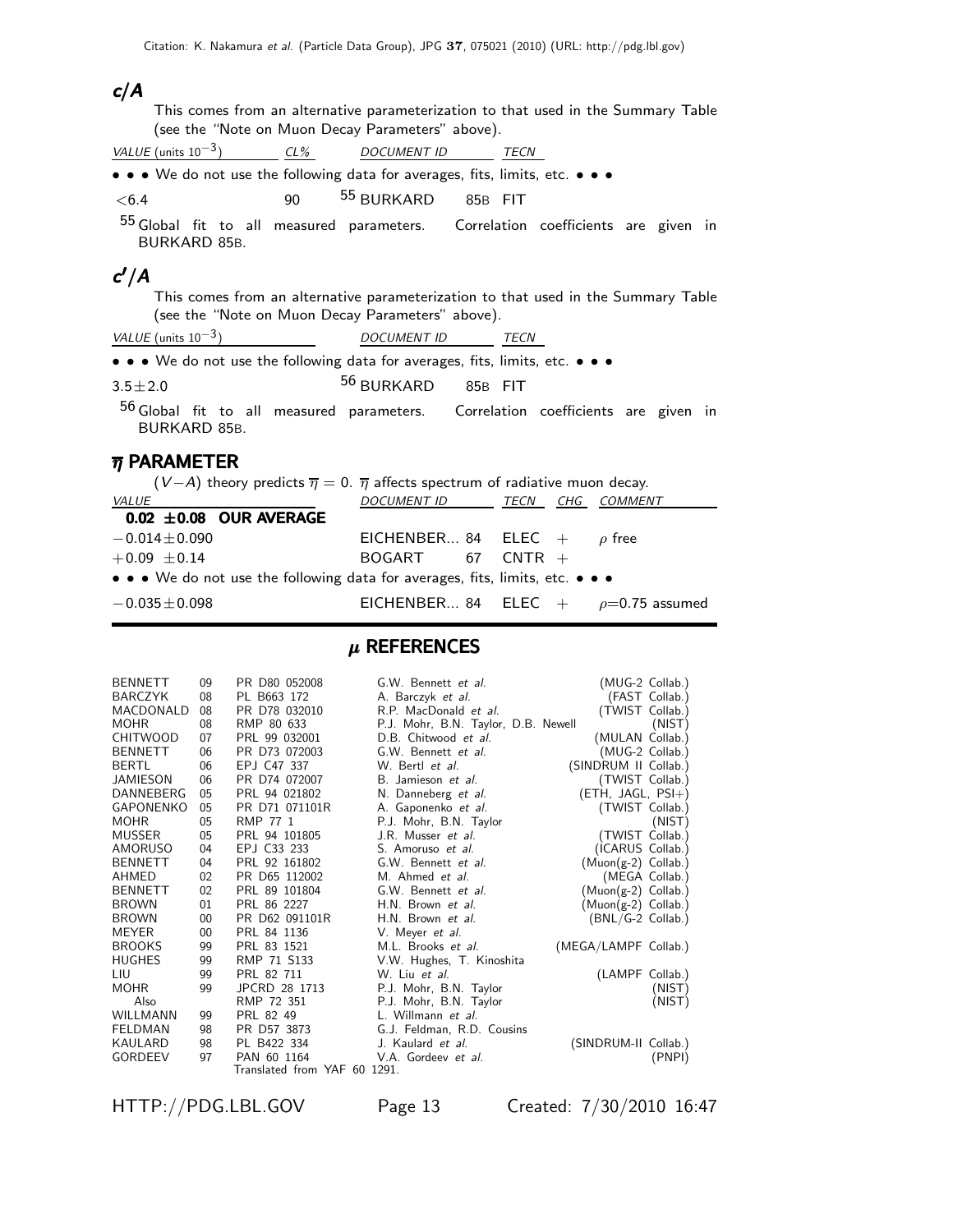### $c/A$

This comes from an alternative parameterization to that used in the Summary Table (see the "Note on Muon Decay Parameters" above).

| VALUE (units $10^{-3}$) | CL% | DOCUMENT ID | | TECN |
|---|---|---|---|---|
| • • • We do not use the following data for averages, fits, limits, etc. • • • | | | | |
| $<6.4$ | 90 | [55] BURKARD | 85B | FIT |

[55] Global fit to all measured parameters. Correlation coefficients are given in BURKARD 85B.

### $c'/A$

This comes from an alternative parameterization to that used in the Summary Table (see the "Note on Muon Decay Parameters" above).

| VALUE (units $10^{-3}$) | DOCUMENT ID | | TECN |
|---|---|---|---|
| • • • We do not use the following data for averages, fits, limits, etc. • • • | | | |
| $3.5 \pm 2.0$ | [56] BURKARD | 85B | FIT |

[56] Global fit to all measured parameters. Correlation coefficients are given in BURKARD 85B.

## $\overline{\eta}$ PARAMETER

($V-A$) theory predicts $\overline{\eta} = 0$. $\overline{\eta}$ affects spectrum of radiative muon decay.

| VALUE | DOCUMENT ID | | TECN | CHG | COMMENT |
|---|---|---|---|---|---|
| **0.02 ±0.08 OUR AVERAGE** | | | | | |
| $-0.014 \pm 0.090$ | EICHENBER... | 84 | ELEC | + | $\rho$ free |
| $+0.09 \pm 0.14$ | BOGART | 67 | CNTR | + | |
| • • • We do not use the following data for averages, fits, limits, etc. • • • | | | | | |
| $-0.035 \pm 0.098$ | EICHENBER... | 84 | ELEC | + | $\rho$=0.75 assumed |

## $\mu$ REFERENCES

| | | | | |
|---|---|---|---|---|
| BENNETT | 09 | PR D80 052008 | G.W. Bennett *et al.* | (MUG-2 Collab.) |
| BARCZYK | 08 | PL B663 172 | A. Barczyk *et al.* | (FAST Collab.) |
| MACDONALD | 08 | PR D78 032010 | R.P. MacDonald *et al.* | (TWIST Collab.) |
| MOHR | 08 | RMP 80 633 | P.J. Mohr, B.N. Taylor, D.B. Newell | (NIST) |
| CHITWOOD | 07 | PRL 99 032001 | D.B. Chitwood *et al.* | (MULAN Collab.) |
| BENNETT | 06 | PR D73 072003 | G.W. Bennett *et al.* | (MUG-2 Collab.) |
| BERTL | 06 | EPJ C47 337 | W. Bertl *et al.* | (SINDRUM II Collab.) |
| JAMIESON | 06 | PR D74 072007 | B. Jamieson *et al.* | (TWIST Collab.) |
| DANNEBERG | 05 | PRL 94 021802 | N. Danneberg *et al.* | (ETH, JAGL, PSI+) |
| GAPONENKO | 05 | PR D71 071101R | A. Gaponenko *et al.* | (TWIST Collab.) |
| MOHR | 05 | RMP 77 1 | P.J. Mohr, B.N. Taylor | (NIST) |
| MUSSER | 05 | PRL 94 101805 | J.R. Musser *et al.* | (TWIST Collab.) |
| AMORUSO | 04 | EPJ C33 233 | S. Amoruso *et al.* | (ICARUS Collab.) |
| BENNETT | 04 | PRL 92 161802 | G.W. Bennett *et al.* | (Muon(g-2) Collab.) |
| AHMED | 02 | PR D65 112002 | M. Ahmed *et al.* | (MEGA Collab.) |
| BENNETT | 02 | PRL 89 101804 | G.W. Bennett *et al.* | (Muon(g-2) Collab.) |
| BROWN | 01 | PRL 86 2227 | H.N. Brown *et al.* | (Muon(g-2) Collab.) |
| BROWN | 00 | PR D62 091101R | H.N. Brown *et al.* | (BNL/G-2 Collab.) |
| MEYER | 00 | PRL 84 1136 | V. Meyer *et al.* | |
| BROOKS | 99 | PRL 83 1521 | M.L. Brooks *et al.* | (MEGA/LAMPF Collab.) |
| HUGHES | 99 | RMP 71 S133 | V.W. Hughes, T. Kinoshita | |
| LIU | 99 | PRL 82 711 | W. Liu *et al.* | (LAMPF Collab.) |
| MOHR | 99 | JPCRD 28 1713 | P.J. Mohr, B.N. Taylor | (NIST) |
| Also | | RMP 72 351 | P.J. Mohr, B.N. Taylor | (NIST) |
| WILLMANN | 99 | PRL 82 49 | L. Willmann *et al.* | |
| FELDMAN | 98 | PR D57 3873 | G.J. Feldman, R.D. Cousins | |
| KAULARD | 98 | PL B422 334 | J. Kaulard *et al.* | (SINDRUM-II Collab.) |
| GORDEEV | 97 | PAN 60 1164 | V.A. Gordeev *et al.* | (PNPI) |
| | | Translated from YAF 60 1291. | | |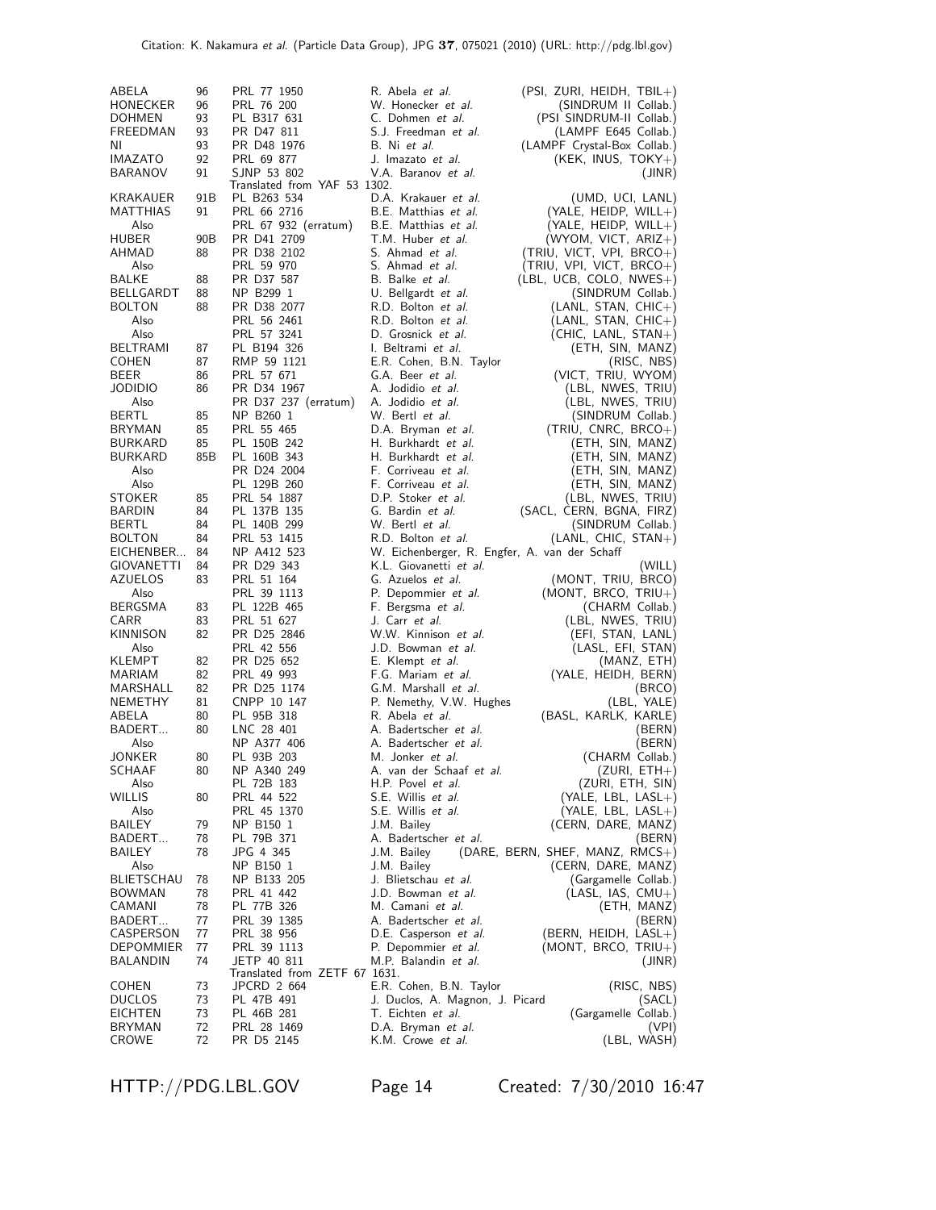| | | | | |
|---|---|---|---|---|
| ABELA | 96 | PRL 77 1950 | R. Abela *et al.* | (PSI, ZURI, HEIDH, TBIL+) |
| HONECKER | 96 | PRL 76 200 | W. Honecker *et al.* | (SINDRUM II Collab.) |
| DOHMEN | 93 | PL B317 631 | C. Dohmen *et al.* | (PSI SINDRUM-II Collab.) |
| FREEDMAN | 93 | PR D47 811 | S.J. Freedman *et al.* | (LAMPF E645 Collab.) |
| NI | 93 | PR D48 1976 | B. Ni *et al.* | (LAMPF Crystal-Box Collab.) |
| IMAZATO | 92 | PRL 69 877 | J. Imazato *et al.* | (KEK, INUS, TOKY+) |
| BARANOV | 91 | SJNP 53 802 | V.A. Baranov *et al.* | (JINR) |
| | | Translated from YAF 53 1302. | | |
| KRAKAUER | 91B | PL B263 534 | D.A. Krakauer *et al.* | (UMD, UCI, LANL) |
| MATTHIAS | 91 | PRL 66 2716 | B.E. Matthias *et al.* | (YALE, HEIDP, WILL+) |
| Also | | PRL 67 932 (erratum) | B.E. Matthias *et al.* | (YALE, HEIDP, WILL+) |
| HUBER | 90B | PR D41 2709 | T.M. Huber *et al.* | (WYOM, VICT, ARIZ+) |
| AHMAD | 88 | PR D38 2102 | S. Ahmad *et al.* | (TRIU, VICT, VPI, BRCO+) |
| Also | | PRL 59 970 | S. Ahmad *et al.* | (TRIU, VPI, VICT, BRCO+) |
| BALKE | 88 | PR D37 587 | B. Balke *et al.* | (LBL, UCB, COLO, NWES+) |
| BELLGARDT | 88 | NP B299 1 | U. Bellgardt *et al.* | (SINDRUM Collab.) |
| BOLTON | 88 | PR D38 2077 | R.D. Bolton *et al.* | (LANL, STAN, CHIC+) |
| Also | | PRL 56 2461 | R.D. Bolton *et al.* | (LANL, STAN, CHIC+) |
| Also | | PRL 57 3241 | D. Grosnick *et al.* | (CHIC, LANL, STAN+) |
| BELTRAMI | 87 | PL B194 326 | I. Beltrami *et al.* | (ETH, SIN, MANZ) |
| COHEN | 87 | RMP 59 1121 | E.R. Cohen, B.N. Taylor | (RISC, NBS) |
| BEER | 86 | PRL 57 671 | G.A. Beer *et al.* | (VICT, TRIU, WYOM) |
| JODIDIO | 86 | PR D34 1967 | A. Jodidio *et al.* | (LBL, NWES, TRIU) |
| Also | | PR D37 237 (erratum) | A. Jodidio *et al.* | (LBL, NWES, TRIU) |
| BERTL | 85 | NP B260 1 | W. Bertl *et al.* | (SINDRUM Collab.) |
| BRYMAN | 85 | PRL 55 465 | D.A. Bryman *et al.* | (TRIU, CNRC, BRCO+) |
| BURKARD | 85 | PL 150B 242 | H. Burkhardt *et al.* | (ETH, SIN, MANZ) |
| BURKARD | 85B | PL 160B 343 | H. Burkhardt *et al.* | (ETH, SIN, MANZ) |
| Also | | PR D24 2004 | F. Corriveau *et al.* | (ETH, SIN, MANZ) |
| Also | | PL 129B 260 | F. Corriveau *et al.* | (ETH, SIN, MANZ) |
| STOKER | 85 | PRL 54 1887 | D.P. Stoker *et al.* | (LBL, NWES, TRIU) |
| BARDIN | 84 | PL 137B 135 | G. Bardin *et al.* | (SACL, CERN, BGNA, FIRZ) |
| BERTL | 84 | PL 140B 299 | W. Bertl *et al.* | (SINDRUM Collab.) |
| BOLTON | 84 | PRL 53 1415 | R.D. Bolton *et al.* | (LANL, CHIC, STAN+) |
| EICHENBER... | 84 | NP A412 523 | W. Eichenberger, R. Engfer, A. van der Schaff | |
| GIOVANETTI | 84 | PR D29 343 | K.L. Giovanetti *et al.* | (WILL) |
| AZUELOS | 83 | PRL 51 164 | G. Azuelos *et al.* | (MONT, TRIU, BRCO) |
| Also | | PRL 39 1113 | P. Depommier *et al.* | (MONT, BRCO, TRIU+) |
| BERGSMA | 83 | PL 122B 465 | F. Bergsma *et al.* | (CHARM Collab.) |
| CARR | 83 | PRL 51 627 | J. Carr *et al.* | (LBL, NWES, TRIU) |
| KINNISON | 82 | PR D25 2846 | W.W. Kinnison *et al.* | (EFI, STAN, LANL) |
| Also | | PRL 42 556 | J.D. Bowman *et al.* | (LASL, EFI, STAN) |
| KLEMPT | 82 | PR D25 652 | E. Klempt *et al.* | (MANZ, ETH) |
| MARIAM | 82 | PRL 49 993 | F.G. Mariam *et al.* | (YALE, HEIDH, BERN) |
| MARSHALL | 82 | PR D25 1174 | G.M. Marshall *et al.* | (BRCO) |
| NEMETHY | 81 | CNPP 10 147 | P. Nemethy, V.W. Hughes | (LBL, YALE) |
| ABELA | 80 | PL 95B 318 | R. Abela *et al.* | (BASL, KARLK, KARLE) |
| BADERT... | 80 | LNC 28 401 | A. Badertscher *et al.* | (BERN) |
| Also | | NP A377 406 | A. Badertscher *et al.* | (BERN) |
| JONKER | 80 | PL 93B 203 | M. Jonker *et al.* | (CHARM Collab.) |
| SCHAAF | 80 | NP A340 249 | A. van der Schaaf *et al.* | (ZURI, ETH+) |
| Also | | PL 72B 183 | H.P. Povel *et al.* | (ZURI, ETH, SIN) |
| WILLIS | 80 | PRL 44 522 | S.E. Willis *et al.* | (YALE, LBL, LASL+) |
| Also | | PRL 45 1370 | S.E. Willis *et al.* | (YALE, LBL, LASL+) |
| BAILEY | 79 | NP B150 1 | J.M. Bailey | (CERN, DARE, MANZ) |
| BADERT... | 78 | PL 79B 371 | A. Badertscher *et al.* | (BERN) |
| BAILEY | 78 | JPG 4 345 | J.M. Bailey | (DARE, BERN, SHEF, MANZ, RMCS+) |
| Also | | NP B150 1 | J.M. Bailey | (CERN, DARE, MANZ) |
| BLIETSCHAU | 78 | NP B133 205 | J. Blietschau *et al.* | (Gargamelle Collab.) |
| BOWMAN | 78 | PRL 41 442 | J.D. Bowman *et al.* | (LASL, IAS, CMU+) |
| CAMANI | 78 | PL 77B 326 | M. Camani *et al.* | (ETH, MANZ) |
| BADERT... | 77 | PRL 39 1385 | A. Badertscher *et al.* | (BERN) |
| CASPERSON | 77 | PRL 38 956 | D.E. Casperson *et al.* | (BERN, HEIDH, LASL+) |
| DEPOMMIER | 77 | PRL 39 1113 | P. Depommier *et al.* | (MONT, BRCO, TRIU+) |
| BALANDIN | 74 | JETP 40 811 | M.P. Balandin *et al.* | (JINR) |
| | | Translated from ZETF 67 1631. | | |
| COHEN | 73 | JPCRD 2 664 | E.R. Cohen, B.N. Taylor | (RISC, NBS) |
| DUCLOS | 73 | PL 47B 491 | J. Duclos, A. Magnon, J. Picard | (SACL) |
| EICHTEN | 73 | PL 46B 281 | T. Eichten *et al.* | (Gargamelle Collab.) |
| BRYMAN | 72 | PRL 28 1469 | D.A. Bryman *et al.* | (VPI) |
| CROWE | 72 | PR D5 2145 | K.M. Crowe *et al.* | (LBL, WASH) |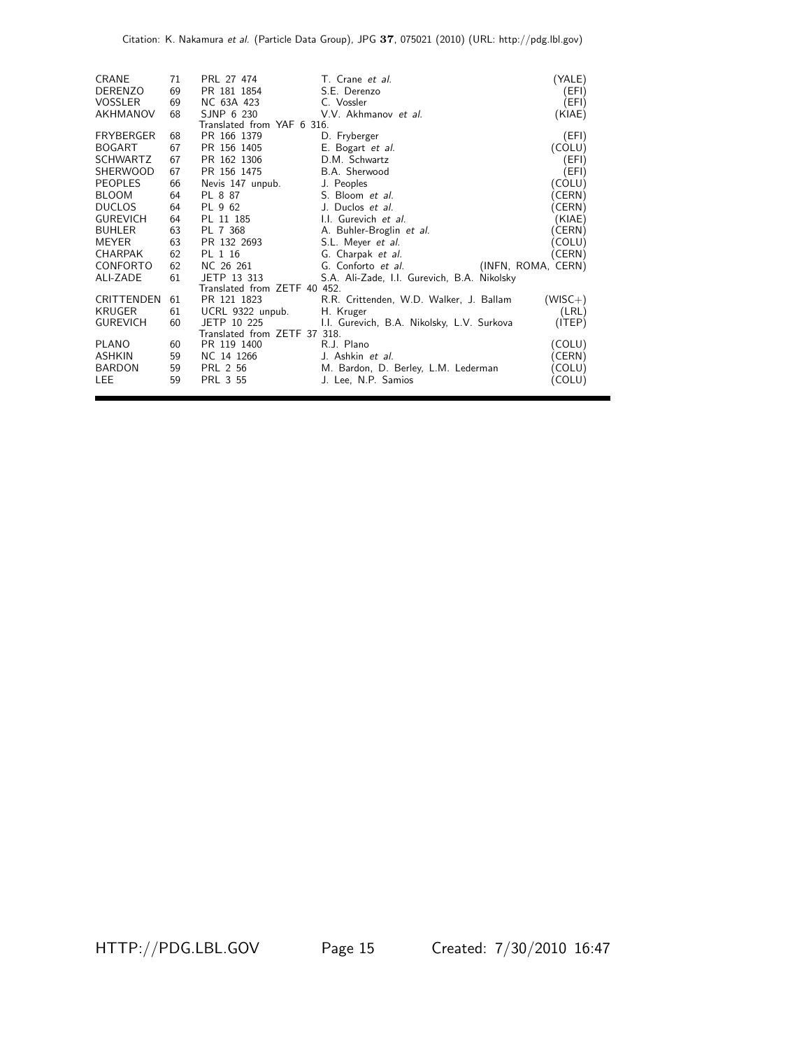| | | | | |
|---|---|---|---|---|
| CRANE | 71 | PRL 27 474 | T. Crane *et al.* | (YALE) |
| DERENZO | 69 | PR 181 1854 | S.E. Derenzo | (EFI) |
| VOSSLER | 69 | NC 63A 423 | C. Vossler | (EFI) |
| AKHMANOV | 68 | SJNP 6 230 | V.V. Akhmanov *et al.* | (KIAE) |
| | | Translated from YAF 6 316. | | |
| FRYBERGER | 68 | PR 166 1379 | D. Fryberger | (EFI) |
| BOGART | 67 | PR 156 1405 | E. Bogart *et al.* | (COLU) |
| SCHWARTZ | 67 | PR 162 1306 | D.M. Schwartz | (EFI) |
| SHERWOOD | 67 | PR 156 1475 | B.A. Sherwood | (EFI) |
| PEOPLES | 66 | Nevis 147 unpub. | J. Peoples | (COLU) |
| BLOOM | 64 | PL 8 87 | S. Bloom *et al.* | (CERN) |
| DUCLOS | 64 | PL 9 62 | J. Duclos *et al.* | (CERN) |
| GUREVICH | 64 | PL 11 185 | I.I. Gurevich *et al.* | (KIAE) |
| BUHLER | 63 | PL 7 368 | A. Buhler-Broglin *et al.* | (CERN) |
| MEYER | 63 | PR 132 2693 | S.L. Meyer *et al.* | (COLU) |
| CHARPAK | 62 | PL 1 16 | G. Charpak *et al.* | (CERN) |
| CONFORTO | 62 | NC 26 261 | G. Conforto *et al.* | (INFN, ROMA, CERN) |
| ALI-ZADE | 61 | JETP 13 313 | S.A. Ali-Zade, I.I. Gurevich, B.A. Nikolsky | |
| | | Translated from ZETF 40 452. | | |
| CRITTENDEN | 61 | PR 121 1823 | R.R. Crittenden, W.D. Walker, J. Ballam | (WISC+) |
| KRUGER | 61 | UCRL 9322 unpub. | H. Kruger | (LRL) |
| GUREVICH | 60 | JETP 10 225 | I.I. Gurevich, B.A. Nikolsky, L.V. Surkova | (ITEP) |
| | | Translated from ZETF 37 318. | | |
| PLANO | 60 | PR 119 1400 | R.J. Plano | (COLU) |
| ASHKIN | 59 | NC 14 1266 | J. Ashkin *et al.* | (CERN) |
| BARDON | 59 | PRL 2 56 | M. Bardon, D. Berley, L.M. Lederman | (COLU) |
| LEE | 59 | PRL 3 55 | J. Lee, N.P. Samios | (COLU) |